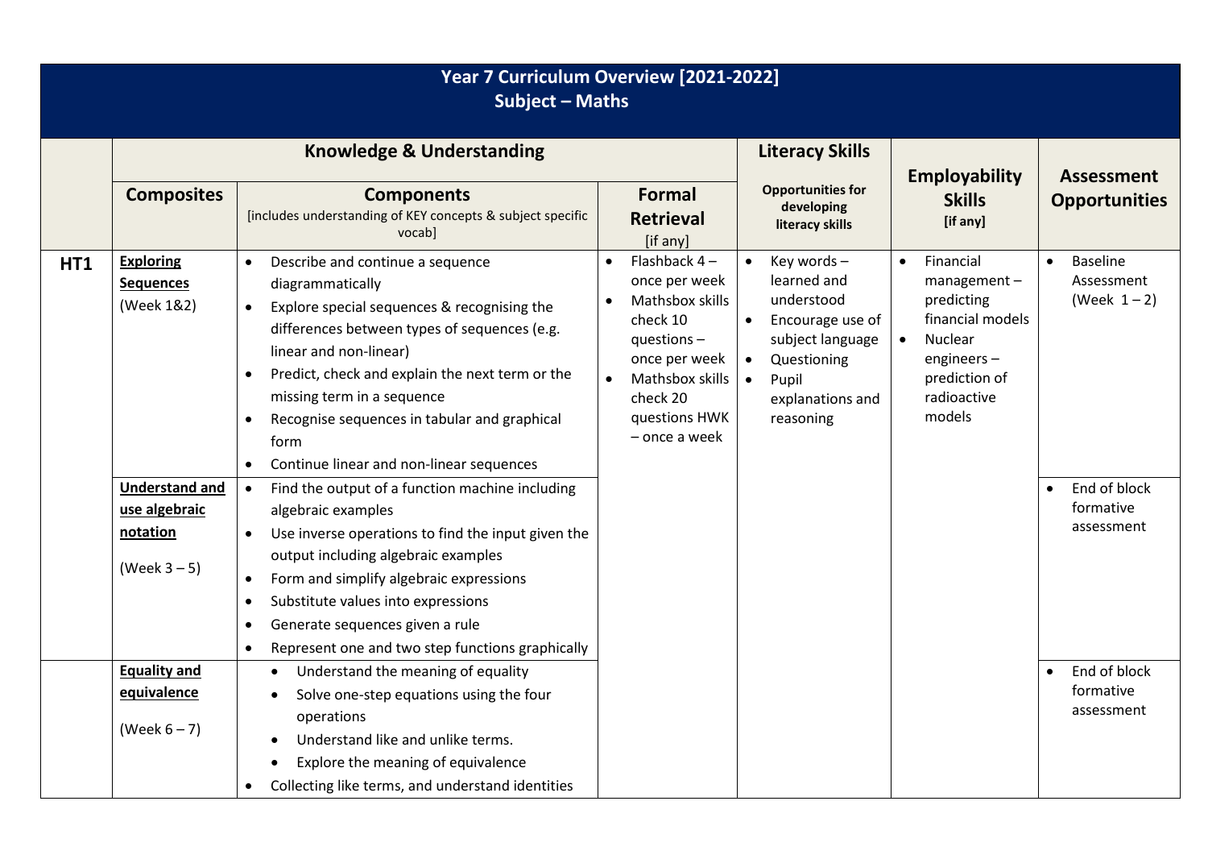# Year 7 Curriculum Overview [2021-2022]
## Subject – Maths

| | Knowledge & Understanding | | | Literacy Skills | Employability Skills [if any] | Assessment Opportunities |
|---|---|---|---|---|---|---|
| | **Composites** | **Components** [includes understanding of KEY concepts & subject specific vocab] | **Formal Retrieval** [if any] | **Opportunities for developing literacy skills** | | |
| **HT1** | **Exploring Sequences** (Week 1&2) | • Describe and continue a sequence diagrammatically<br>• Explore special sequences & recognising the differences between types of sequences (e.g. linear and non-linear)<br>• Predict, check and explain the next term or the missing term in a sequence<br>• Recognise sequences in tabular and graphical form<br>• Continue linear and non-linear sequences | • Flashback 4 – once per week<br>• Mathsbox skills check 10 questions – once per week<br>• Mathsbox skills check 20 questions HWK – once a week | • Key words – learned and understood<br>• Encourage use of subject language<br>• Questioning<br>• Pupil explanations and reasoning | • Financial management – predicting financial models<br>• Nuclear engineers – prediction of radioactive models | • Baseline Assessment (Week 1 – 2) |
| | **Understand and use algebraic notation** (Week 3 – 5) | • Find the output of a function machine including algebraic examples<br>• Use inverse operations to find the input given the output including algebraic examples<br>• Form and simplify algebraic expressions<br>• Substitute values into expressions<br>• Generate sequences given a rule<br>• Represent one and two step functions graphically | | | | • End of block formative assessment |
| | **Equality and equivalence** (Week 6 – 7) | • Understand the meaning of equality<br>• Solve one-step equations using the four operations<br>• Understand like and unlike terms.<br>• Explore the meaning of equivalence<br>• Collecting like terms, and understand identities | | | | • End of block formative assessment |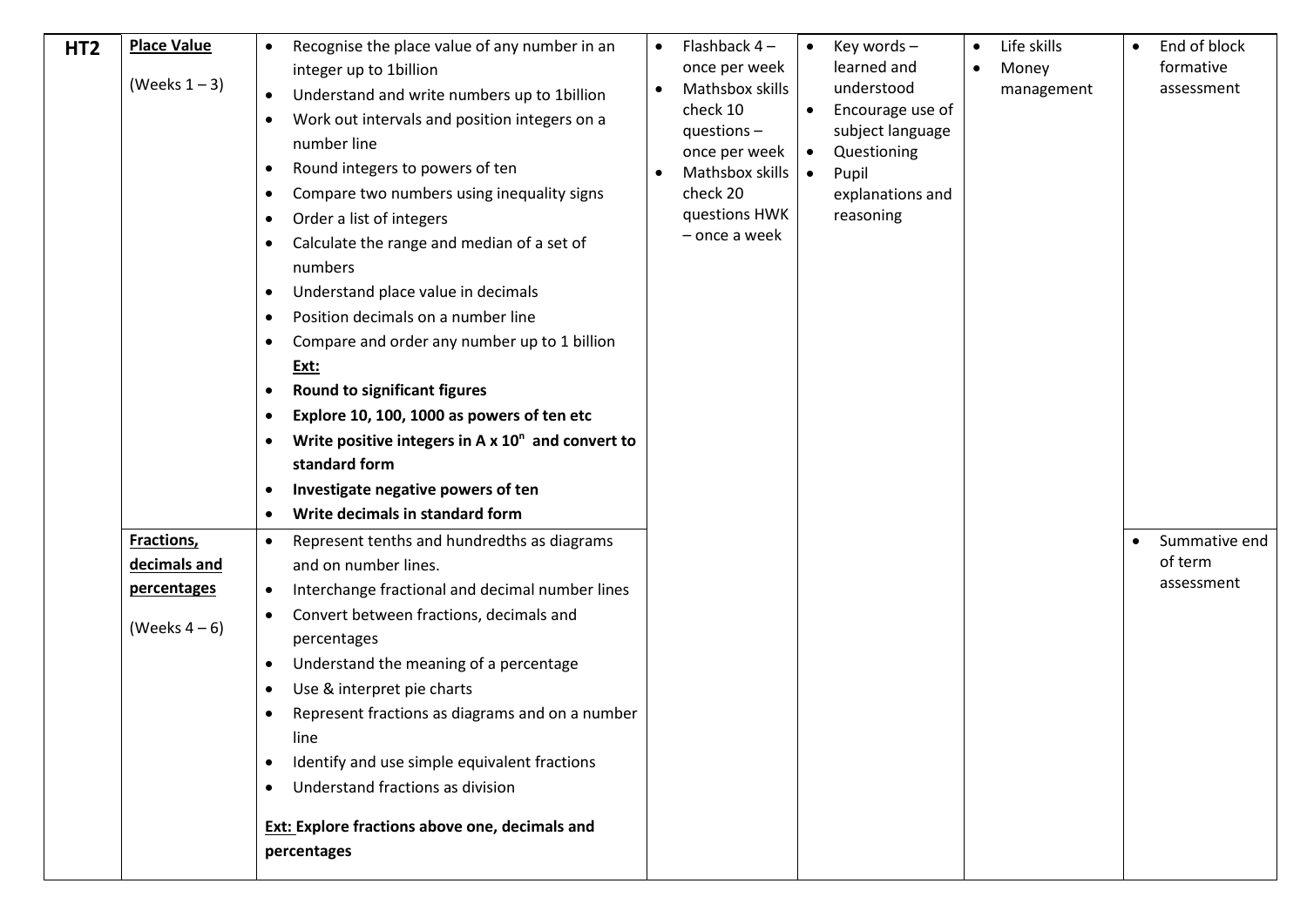| HT2 | **Place Value**<br><br>(Weeks 1 – 3) | • Recognise the place value of any number in an integer up to 1billion<br>• Understand and write numbers up to 1billion<br>• Work out intervals and position integers on a number line<br>• Round integers to powers of ten<br>• Compare two numbers using inequality signs<br>• Order a list of integers<br>• Calculate the range and median of a set of numbers<br>• Understand place value in decimals<br>• Position decimals on a number line<br>• Compare and order any number up to 1 billion<br>**Ext:**<br>• **Round to significant figures**<br>• **Explore 10, 100, 1000 as powers of ten etc**<br>• **Write positive integers in A x $10^n$ and convert to standard form**<br>• **Investigate negative powers of ten**<br>• **Write decimals in standard form** | • Flashback 4 – once per week<br>• Mathsbox skills check 10 questions – once per week<br>• Mathsbox skills check 20 questions HWK – once a week | • Key words – learned and understood<br>• Encourage use of subject language<br>• Questioning<br>• Pupil explanations and reasoning | • Life skills<br>• Money management | • End of block formative assessment |
|---|---|---|---|---|---|---|
| | **Fractions, decimals and percentages**<br><br>(Weeks 4 – 6) | • Represent tenths and hundredths as diagrams and on number lines.<br>• Interchange fractional and decimal number lines<br>• Convert between fractions, decimals and percentages<br>• Understand the meaning of a percentage<br>• Use & interpret pie charts<br>• Represent fractions as diagrams and on a number line<br>• Identify and use simple equivalent fractions<br>• Understand fractions as division<br><br>**Ext: Explore fractions above one, decimals and percentages** | | | | • Summative end of term assessment |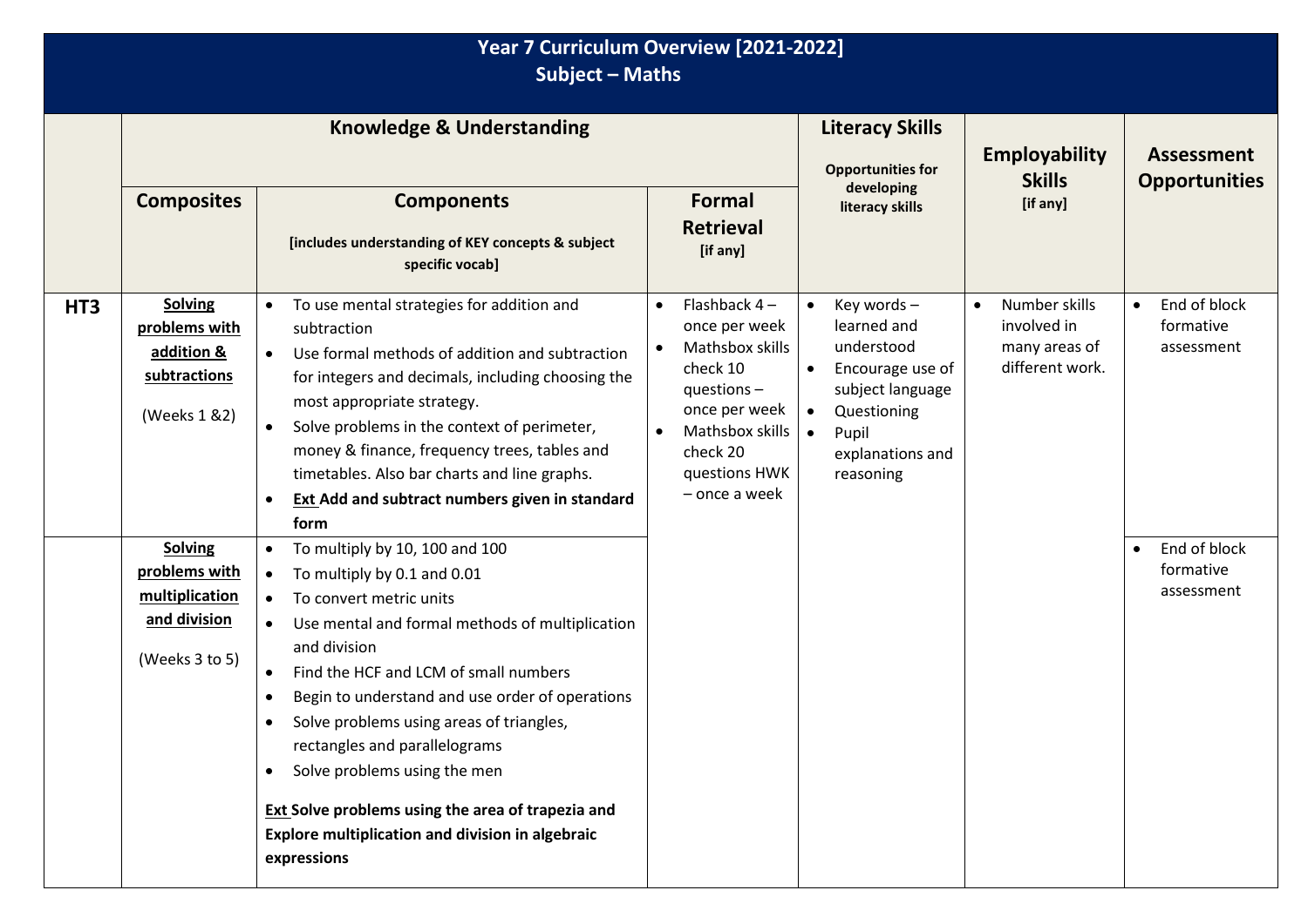# Year 7 Curriculum Overview [2021-2022]
## Subject – Maths

| | Knowledge & Understanding | | | Literacy Skills<br>Opportunities for developing literacy skills | Employability Skills<br>[if any] | Assessment Opportunities |
|---|---|---|---|---|---|---|
| | **Composites** | **Components**<br>**[includes understanding of KEY concepts & subject specific vocab]** | **Formal Retrieval**<br>**[if any]** | | | |
| **HT3** | **Solving problems with addition & subtractions**<br><br>(Weeks 1 &2) | • To use mental strategies for addition and subtraction<br>• Use formal methods of addition and subtraction for integers and decimals, including choosing the most appropriate strategy.<br>• Solve problems in the context of perimeter, money & finance, frequency trees, tables and timetables. Also bar charts and line graphs.<br>• **Ext Add and subtract numbers given in standard form** | • Flashback 4 – once per week<br>• Mathsbox skills check 10 questions – once per week<br>• Mathsbox skills check 20 questions HWK – once a week | • Key words – learned and understood<br>• Encourage use of subject language<br>• Questioning<br>• Pupil explanations and reasoning | • Number skills involved in many areas of different work. | • End of block formative assessment |
| | **Solving problems with multiplication and division**<br><br>(Weeks 3 to 5) | • To multiply by 10, 100 and 100<br>• To multiply by 0.1 and 0.01<br>• To convert metric units<br>• Use mental and formal methods of multiplication and division<br>• Find the HCF and LCM of small numbers<br>• Begin to understand and use order of operations<br>• Solve problems using areas of triangles, rectangles and parallelograms<br>• Solve problems using the men<br><br>**Ext Solve problems using the area of trapezia and Explore multiplication and division in algebraic expressions** | | | | • End of block formative assessment |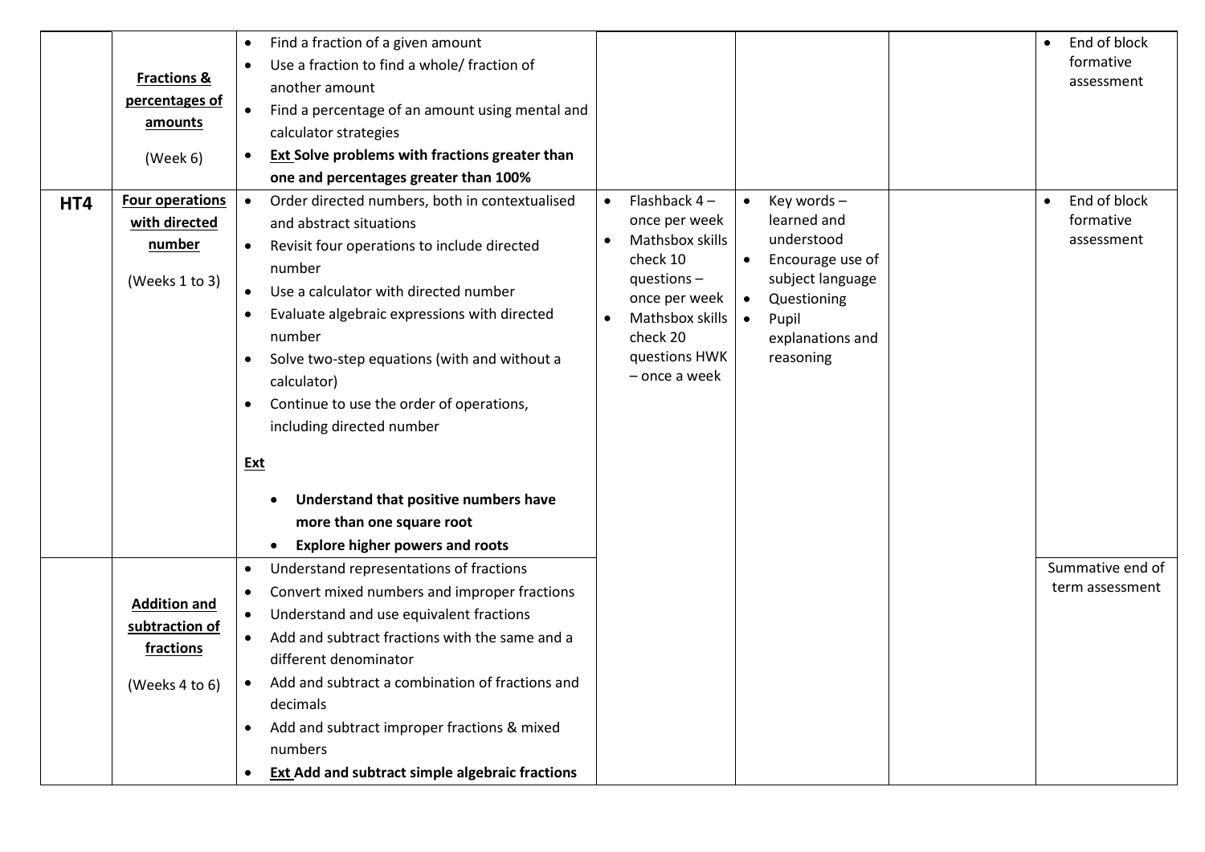| | | | | | | |
|---|---|---|---|---|---|---|
| | **Fractions & percentages of amounts** (Week 6) | • Find a fraction of a given amount<br>• Use a fraction to find a whole/ fraction of another amount<br>• Find a percentage of an amount using mental and calculator strategies<br>• **Ext Solve problems with fractions greater than one and percentages greater than 100%** | | | | • End of block formative assessment |
| **HT4** | **Four operations with directed number** (Weeks 1 to 3) | • Order directed numbers, both in contextualised and abstract situations<br>• Revisit four operations to include directed number<br>• Use a calculator with directed number<br>• Evaluate algebraic expressions with directed number<br>• Solve two-step equations (with and without a calculator)<br>• Continue to use the order of operations, including directed number<br><br>**Ext**<br>• **Understand that positive numbers have more than one square root**<br>• **Explore higher powers and roots** | • Flashback 4 – once per week<br>• Mathsbox skills check 10 questions – once per week<br>• Mathsbox skills check 20 questions HWK – once a week | • Key words – learned and understood<br>• Encourage use of subject language<br>• Questioning<br>• Pupil explanations and reasoning | | • End of block formative assessment |
| | **Addition and subtraction of fractions** (Weeks 4 to 6) | • Understand representations of fractions<br>• Convert mixed numbers and improper fractions<br>• Understand and use equivalent fractions<br>• Add and subtract fractions with the same and a different denominator<br>• Add and subtract a combination of fractions and decimals<br>• Add and subtract improper fractions & mixed numbers<br>• **Ext Add and subtract simple algebraic fractions** | | | | Summative end of term assessment |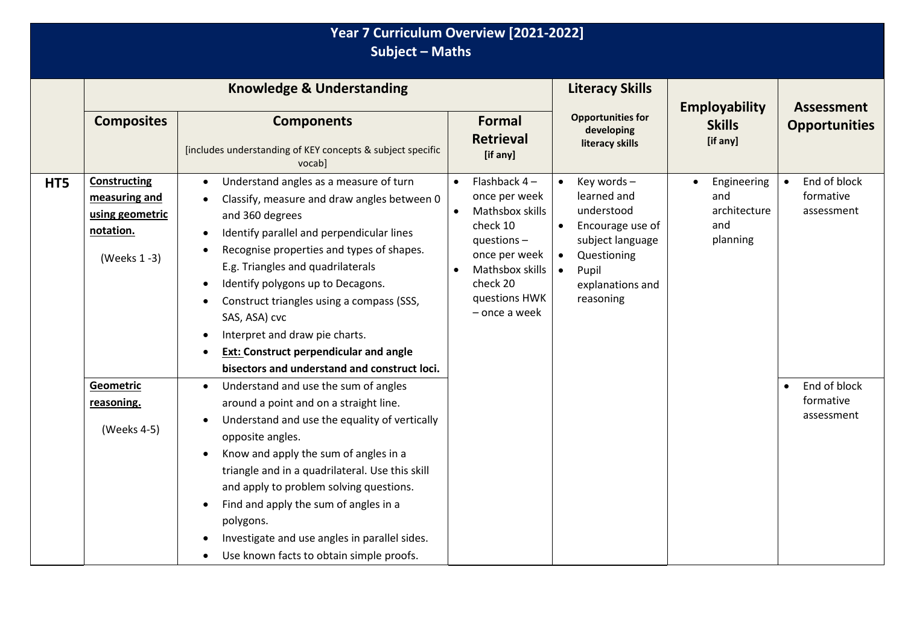# Year 7 Curriculum Overview [2021-2022]
## Subject – Maths

| | Knowledge & Understanding | | | Literacy Skills | Employability Skills [if any] | Assessment Opportunities |
|---|---|---|---|---|---|---|
| | **Composites** | **Components** [includes understanding of KEY concepts & subject specific vocab] | **Formal Retrieval** [if any] | Opportunities for developing literacy skills | | |
| **HT5** | **Constructing measuring and using geometric notation.** (Weeks 1 -3) | • Understand angles as a measure of turn<br>• Classify, measure and draw angles between 0 and 360 degrees<br>• Identify parallel and perpendicular lines<br>• Recognise properties and types of shapes. E.g. Triangles and quadrilaterals<br>• Identify polygons up to Decagons.<br>• Construct triangles using a compass (SSS, SAS, ASA) cvc<br>• Interpret and draw pie charts.<br>• **Ext: Construct perpendicular and angle bisectors and understand and construct loci.** | • Flashback 4 – once per week<br>• Mathsbox skills check 10 questions – once per week<br>• Mathsbox skills check 20 questions HWK – once a week | • Key words – learned and understood<br>• Encourage use of subject language<br>• Questioning<br>• Pupil explanations and reasoning | • Engineering and architecture and planning | • End of block formative assessment |
| | **Geometric reasoning.** (Weeks 4-5) | • Understand and use the sum of angles around a point and on a straight line.<br>• Understand and use the equality of vertically opposite angles.<br>• Know and apply the sum of angles in a triangle and in a quadrilateral. Use this skill and apply to problem solving questions.<br>• Find and apply the sum of angles in a polygons.<br>• Investigate and use angles in parallel sides.<br>• Use known facts to obtain simple proofs. | | | | • End of block formative assessment |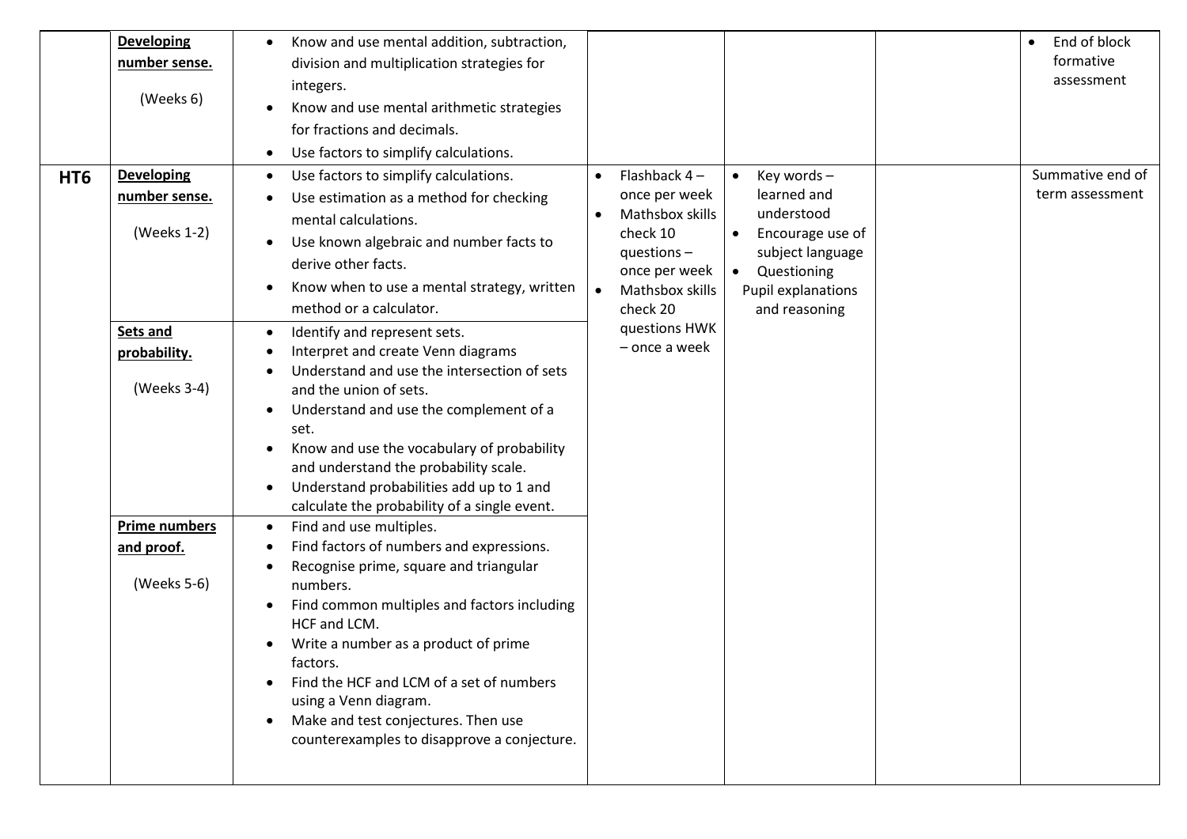| | | | | | | |
|---|---|---|---|---|---|---|
| | **Developing number sense.** (Weeks 6) | • Know and use mental addition, subtraction, division and multiplication strategies for integers.<br>• Know and use mental arithmetic strategies for fractions and decimals.<br>• Use factors to simplify calculations. | | | | • End of block formative assessment |
| **HT6** | **Developing number sense.** (Weeks 1-2) | • Use factors to simplify calculations.<br>• Use estimation as a method for checking mental calculations.<br>• Use known algebraic and number facts to derive other facts.<br>• Know when to use a mental strategy, written method or a calculator. | • Flashback 4 – once per week<br>• Mathsbox skills check 10 questions – once per week<br>• Mathsbox skills check 20 questions HWK – once a week | • Key words – learned and understood<br>• Encourage use of subject language<br>• Questioning<br>Pupil explanations and reasoning | | Summative end of term assessment |
| | **Sets and probability.** (Weeks 3-4) | • Identify and represent sets.<br>• Interpret and create Venn diagrams<br>• Understand and use the intersection of sets and the union of sets.<br>• Understand and use the complement of a set.<br>• Know and use the vocabulary of probability and understand the probability scale.<br>• Understand probabilities add up to 1 and calculate the probability of a single event. | | | | |
| | **Prime numbers and proof.** (Weeks 5-6) | • Find and use multiples.<br>• Find factors of numbers and expressions.<br>• Recognise prime, square and triangular numbers.<br>• Find common multiples and factors including HCF and LCM.<br>• Write a number as a product of prime factors.<br>• Find the HCF and LCM of a set of numbers using a Venn diagram.<br>• Make and test conjectures. Then use counterexamples to disapprove a conjecture. | | | | |